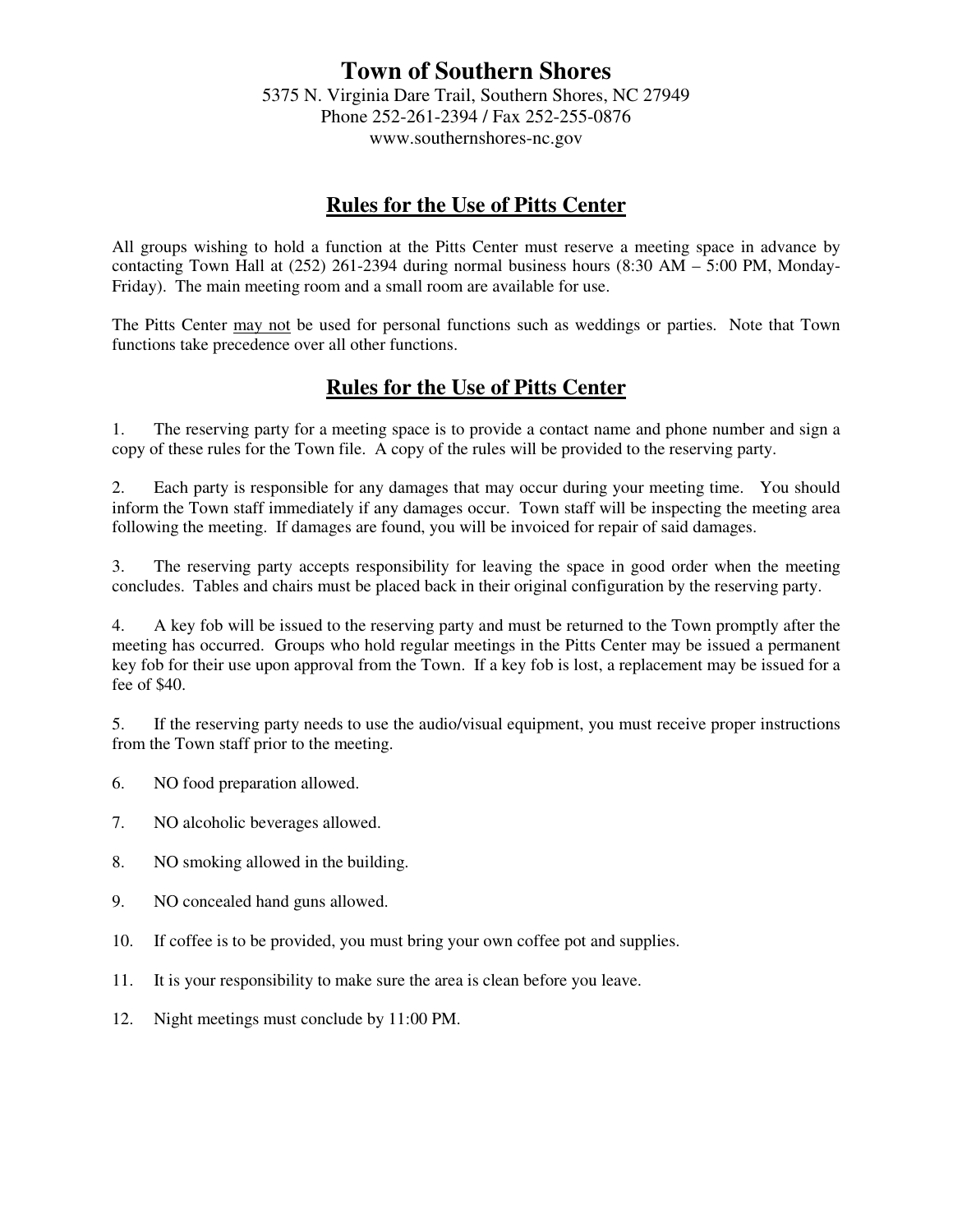# Town of Southern Shores

5375 N. Virginia Dare Trail, Southern Shores, NC 27949
Phone 252-261-2394 / Fax 252-255-0876
www.southernshores-nc.gov

## Rules for the Use of Pitts Center

All groups wishing to hold a function at the Pitts Center must reserve a meeting space in advance by contacting Town Hall at (252) 261-2394 during normal business hours (8:30 AM – 5:00 PM, Monday-Friday). The main meeting room and a small room are available for use.

The Pitts Center <u>may not</u> be used for personal functions such as weddings or parties. Note that Town functions take precedence over all other functions.

## Rules for the Use of Pitts Center

1. The reserving party for a meeting space is to provide a contact name and phone number and sign a copy of these rules for the Town file. A copy of the rules will be provided to the reserving party.

2. Each party is responsible for any damages that may occur during your meeting time. You should inform the Town staff immediately if any damages occur. Town staff will be inspecting the meeting area following the meeting. If damages are found, you will be invoiced for repair of said damages.

3. The reserving party accepts responsibility for leaving the space in good order when the meeting concludes. Tables and chairs must be placed back in their original configuration by the reserving party.

4. A key fob will be issued to the reserving party and must be returned to the Town promptly after the meeting has occurred. Groups who hold regular meetings in the Pitts Center may be issued a permanent key fob for their use upon approval from the Town. If a key fob is lost, a replacement may be issued for a fee of $40.

5. If the reserving party needs to use the audio/visual equipment, you must receive proper instructions from the Town staff prior to the meeting.

6. NO food preparation allowed.

7. NO alcoholic beverages allowed.

8. NO smoking allowed in the building.

9. NO concealed hand guns allowed.

10. If coffee is to be provided, you must bring your own coffee pot and supplies.

11. It is your responsibility to make sure the area is clean before you leave.

12. Night meetings must conclude by 11:00 PM.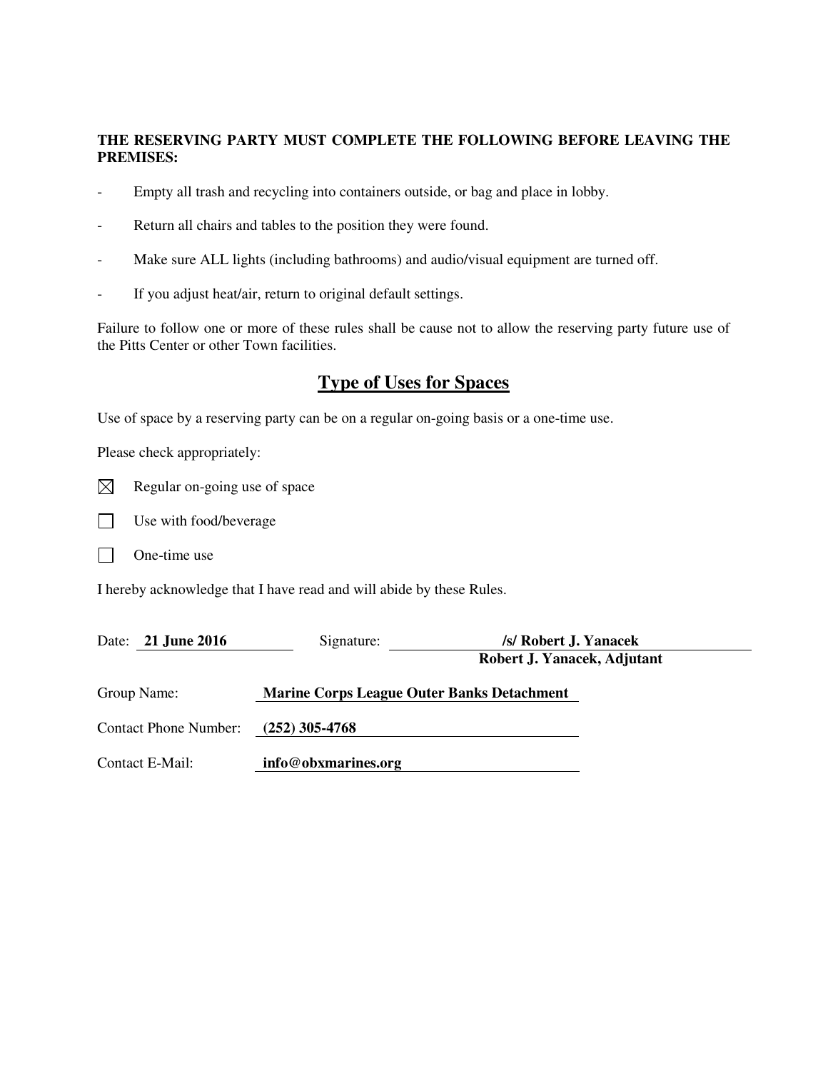**THE RESERVING PARTY MUST COMPLETE THE FOLLOWING BEFORE LEAVING THE PREMISES:**

- Empty all trash and recycling into containers outside, or bag and place in lobby.
- Return all chairs and tables to the position they were found.
- Make sure ALL lights (including bathrooms) and audio/visual equipment are turned off.
- If you adjust heat/air, return to original default settings.

Failure to follow one or more of these rules shall be cause not to allow the reserving party future use of the Pitts Center or other Town facilities.

## Type of Uses for Spaces

Use of space by a reserving party can be on a regular on-going basis or a one-time use.

Please check appropriately:

- [x] Regular on-going use of space
- [ ] Use with food/beverage
- [ ] One-time use

I hereby acknowledge that I have read and will abide by these Rules.

Date: **21 June 2016** Signature: **/s/ Robert J. Yanacek**
**Robert J. Yanacek, Adjutant**

Group Name: **Marine Corps League Outer Banks Detachment**

Contact Phone Number: **(252) 305-4768**

Contact E-Mail: **info@obxmarines.org**